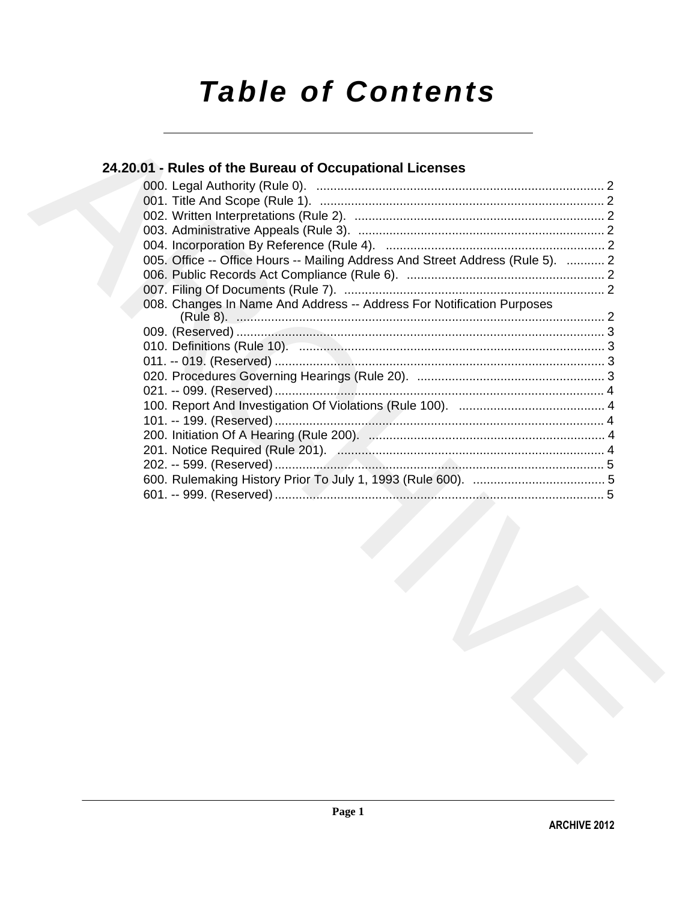# Table of Contents

## 24.20.01 - Rules of the Bureau of Occupational Licenses

000. Legal Authority (Rule 0). .................................................................................. 2
001. Title And Scope (Rule 1). .................................................................................. 2
002. Written Interpretations (Rule 2). ........................................................................ 2
003. Administrative Appeals (Rule 3). ....................................................................... 2
004. Incorporation By Reference (Rule 4). ............................................................... 2
005. Office -- Office Hours -- Mailing Address And Street Address (Rule 5). ........... 2
006. Public Records Act Compliance (Rule 6). ......................................................... 2
007. Filing Of Documents (Rule 7). ........................................................................... 2
008. Changes In Name And Address -- Address For Notification Purposes (Rule 8). ......................................................................................................... 2
009. (Reserved) .......................................................................................................... 3
010. Definitions (Rule 10). ........................................................................................ 3
011. -- 019. (Reserved) ............................................................................................... 3
020. Procedures Governing Hearings (Rule 20). ...................................................... 3
021. -- 099. (Reserved) ............................................................................................... 4
100. Report And Investigation Of Violations (Rule 100). .......................................... 4
101. -- 199. (Reserved) ............................................................................................... 4
200. Initiation Of A Hearing (Rule 200). .................................................................... 4
201. Notice Required (Rule 201). ............................................................................. 4
202. -- 599. (Reserved) ............................................................................................... 5
600. Rulemaking History Prior To July 1, 1993 (Rule 600). ...................................... 5
601. -- 999. (Reserved) ............................................................................................... 5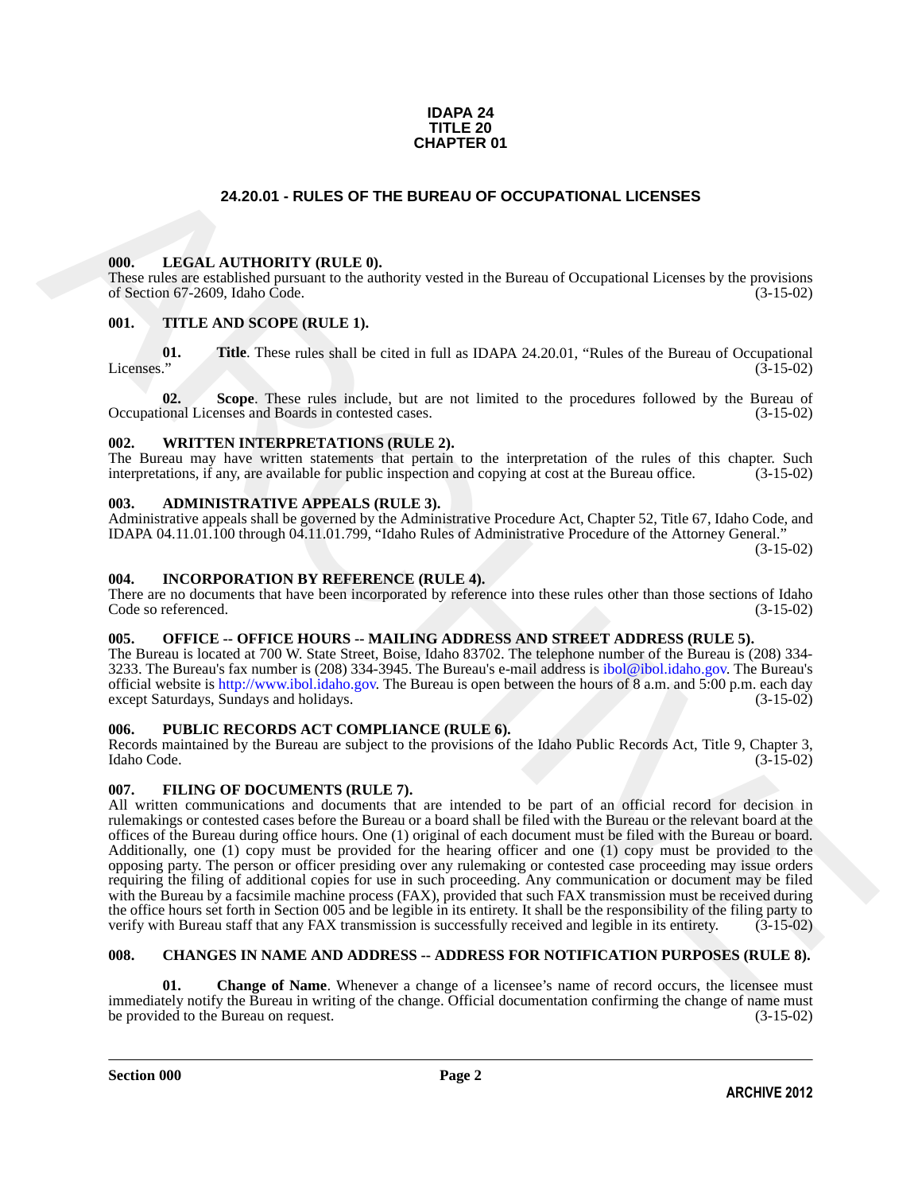**IDAPA 24**
**TITLE 20**
**CHAPTER 01**

## 24.20.01 - RULES OF THE BUREAU OF OCCUPATIONAL LICENSES

### 000. LEGAL AUTHORITY (RULE 0).

These rules are established pursuant to the authority vested in the Bureau of Occupational Licenses by the provisions of Section 67-2609, Idaho Code. (3-15-02)

### 001. TITLE AND SCOPE (RULE 1).

**01. Title**. These rules shall be cited in full as IDAPA 24.20.01, "Rules of the Bureau of Occupational Licenses." (3-15-02)

**02. Scope**. These rules include, but are not limited to the procedures followed by the Bureau of Occupational Licenses and Boards in contested cases. (3-15-02)

### 002. WRITTEN INTERPRETATIONS (RULE 2).

The Bureau may have written statements that pertain to the interpretation of the rules of this chapter. Such interpretations, if any, are available for public inspection and copying at cost at the Bureau office. (3-15-02)

### 003. ADMINISTRATIVE APPEALS (RULE 3).

Administrative appeals shall be governed by the Administrative Procedure Act, Chapter 52, Title 67, Idaho Code, and IDAPA 04.11.01.100 through 04.11.01.799, "Idaho Rules of Administrative Procedure of the Attorney General." (3-15-02)

### 004. INCORPORATION BY REFERENCE (RULE 4).

There are no documents that have been incorporated by reference into these rules other than those sections of Idaho Code so referenced. (3-15-02)

### 005. OFFICE -- OFFICE HOURS -- MAILING ADDRESS AND STREET ADDRESS (RULE 5).

The Bureau is located at 700 W. State Street, Boise, Idaho 83702. The telephone number of the Bureau is (208) 334-3233. The Bureau's fax number is (208) 334-3945. The Bureau's e-mail address is ibol@ibol.idaho.gov. The Bureau's official website is http://www.ibol.idaho.gov. The Bureau is open between the hours of 8 a.m. and 5:00 p.m. each day except Saturdays, Sundays and holidays. (3-15-02)

### 006. PUBLIC RECORDS ACT COMPLIANCE (RULE 6).

Records maintained by the Bureau are subject to the provisions of the Idaho Public Records Act, Title 9, Chapter 3, Idaho Code. (3-15-02)

### 007. FILING OF DOCUMENTS (RULE 7).

All written communications and documents that are intended to be part of an official record for decision in rulemakings or contested cases before the Bureau or a board shall be filed with the Bureau or the relevant board at the offices of the Bureau during office hours. One (1) original of each document must be filed with the Bureau or board. Additionally, one (1) copy must be provided for the hearing officer and one (1) copy must be provided to the opposing party. The person or officer presiding over any rulemaking or contested case proceeding may issue orders requiring the filing of additional copies for use in such proceeding. Any communication or document may be filed with the Bureau by a facsimile machine process (FAX), provided that such FAX transmission must be received during the office hours set forth in Section 005 and be legible in its entirety. It shall be the responsibility of the filing party to verify with Bureau staff that any FAX transmission is successfully received and legible in its entirety. (3-15-02)

### 008. CHANGES IN NAME AND ADDRESS -- ADDRESS FOR NOTIFICATION PURPOSES (RULE 8).

**01. Change of Name**. Whenever a change of a licensee's name of record occurs, the licensee must immediately notify the Bureau in writing of the change. Official documentation confirming the change of name must be provided to the Bureau on request. (3-15-02)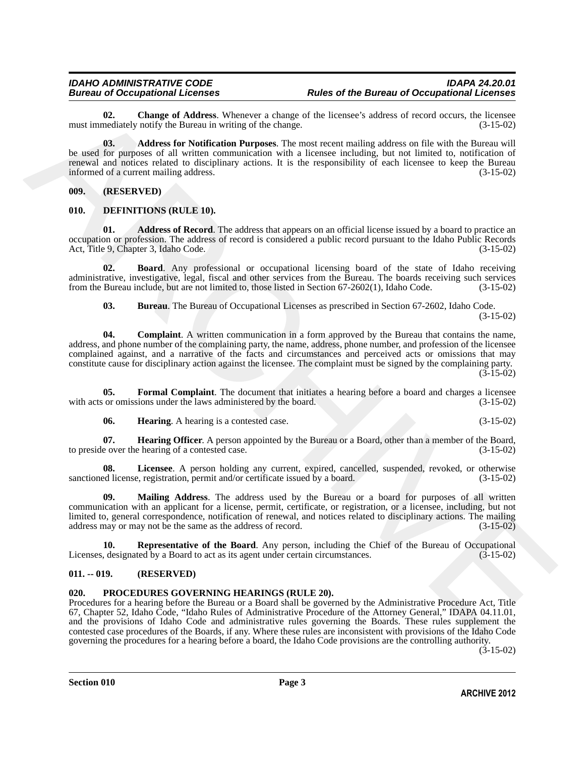**02. Change of Address**. Whenever a change of the licensee's address of record occurs, the licensee must immediately notify the Bureau in writing of the change. (3-15-02)

**03. Address for Notification Purposes**. The most recent mailing address on file with the Bureau will be used for purposes of all written communication with a licensee including, but not limited to, notification of renewal and notices related to disciplinary actions. It is the responsibility of each licensee to keep the Bureau informed of a current mailing address. (3-15-02)

## 009. (RESERVED)

## 010. DEFINITIONS (RULE 10).

**01. Address of Record**. The address that appears on an official license issued by a board to practice an occupation or profession. The address of record is considered a public record pursuant to the Idaho Public Records Act, Title 9, Chapter 3, Idaho Code. (3-15-02)

**02. Board**. Any professional or occupational licensing board of the state of Idaho receiving administrative, investigative, legal, fiscal and other services from the Bureau. The boards receiving such services from the Bureau include, but are not limited to, those listed in Section 67-2602(1), Idaho Code. (3-15-02)

**03. Bureau**. The Bureau of Occupational Licenses as prescribed in Section 67-2602, Idaho Code. (3-15-02)

**04. Complaint**. A written communication in a form approved by the Bureau that contains the name, address, and phone number of the complaining party, the name, address, phone number, and profession of the licensee complained against, and a narrative of the facts and circumstances and perceived acts or omissions that may constitute cause for disciplinary action against the licensee. The complaint must be signed by the complaining party. (3-15-02)

**05. Formal Complaint**. The document that initiates a hearing before a board and charges a licensee with acts or omissions under the laws administered by the board. (3-15-02)

**06. Hearing**. A hearing is a contested case. (3-15-02)

**07. Hearing Officer**. A person appointed by the Bureau or a Board, other than a member of the Board, to preside over the hearing of a contested case. (3-15-02)

**08. Licensee**. A person holding any current, expired, cancelled, suspended, revoked, or otherwise sanctioned license, registration, permit and/or certificate issued by a board. (3-15-02)

**09. Mailing Address**. The address used by the Bureau or a board for purposes of all written communication with an applicant for a license, permit, certificate, or registration, or a licensee, including, but not limited to, general correspondence, notification of renewal, and notices related to disciplinary actions. The mailing address may or may not be the same as the address of record. (3-15-02)

**10. Representative of the Board**. Any person, including the Chief of the Bureau of Occupational Licenses, designated by a Board to act as its agent under certain circumstances. (3-15-02)

## 011. -- 019. (RESERVED)

## 020. PROCEDURES GOVERNING HEARINGS (RULE 20).

Procedures for a hearing before the Bureau or a Board shall be governed by the Administrative Procedure Act, Title 67, Chapter 52, Idaho Code, "Idaho Rules of Administrative Procedure of the Attorney General," IDAPA 04.11.01, and the provisions of Idaho Code and administrative rules governing the Boards. These rules supplement the contested case procedures of the Boards, if any. Where these rules are inconsistent with provisions of the Idaho Code governing the procedures for a hearing before a board, the Idaho Code provisions are the controlling authority. (3-15-02)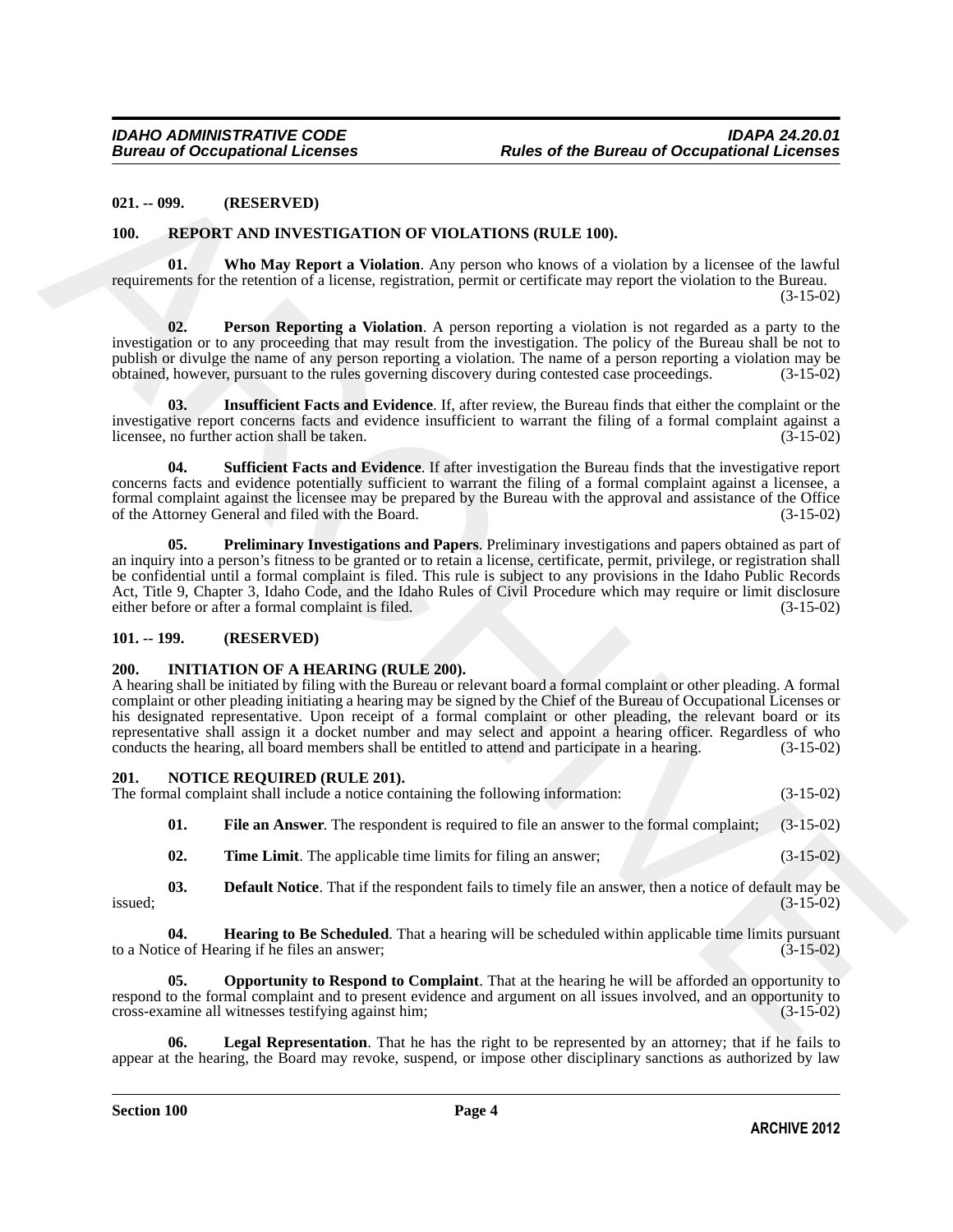**021. -- 099. (RESERVED)**

**100. REPORT AND INVESTIGATION OF VIOLATIONS (RULE 100).**

**01. Who May Report a Violation**. Any person who knows of a violation by a licensee of the lawful requirements for the retention of a license, registration, permit or certificate may report the violation to the Bureau. (3-15-02)

**02. Person Reporting a Violation**. A person reporting a violation is not regarded as a party to the investigation or to any proceeding that may result from the investigation. The policy of the Bureau shall be not to publish or divulge the name of any person reporting a violation. The name of a person reporting a violation may be obtained, however, pursuant to the rules governing discovery during contested case proceedings. (3-15-02)

**03. Insufficient Facts and Evidence**. If, after review, the Bureau finds that either the complaint or the investigative report concerns facts and evidence insufficient to warrant the filing of a formal complaint against a licensee, no further action shall be taken. (3-15-02)

**04. Sufficient Facts and Evidence**. If after investigation the Bureau finds that the investigative report concerns facts and evidence potentially sufficient to warrant the filing of a formal complaint against a licensee, a formal complaint against the licensee may be prepared by the Bureau with the approval and assistance of the Office of the Attorney General and filed with the Board. (3-15-02)

**05. Preliminary Investigations and Papers**. Preliminary investigations and papers obtained as part of an inquiry into a person's fitness to be granted or to retain a license, certificate, permit, privilege, or registration shall be confidential until a formal complaint is filed. This rule is subject to any provisions in the Idaho Public Records Act, Title 9, Chapter 3, Idaho Code, and the Idaho Rules of Civil Procedure which may require or limit disclosure either before or after a formal complaint is filed. (3-15-02)

**101. -- 199. (RESERVED)**

**200. INITIATION OF A HEARING (RULE 200).**

A hearing shall be initiated by filing with the Bureau or relevant board a formal complaint or other pleading. A formal complaint or other pleading initiating a hearing may be signed by the Chief of the Bureau of Occupational Licenses or his designated representative. Upon receipt of a formal complaint or other pleading, the relevant board or its representative shall assign it a docket number and may select and appoint a hearing officer. Regardless of who conducts the hearing, all board members shall be entitled to attend and participate in a hearing. (3-15-02)

**201. NOTICE REQUIRED (RULE 201).**

The formal complaint shall include a notice containing the following information: (3-15-02)

**01. File an Answer**. The respondent is required to file an answer to the formal complaint; (3-15-02)

**02. Time Limit**. The applicable time limits for filing an answer; (3-15-02)

**03. Default Notice**. That if the respondent fails to timely file an answer, then a notice of default may be issued; (3-15-02)

**04. Hearing to Be Scheduled**. That a hearing will be scheduled within applicable time limits pursuant to a Notice of Hearing if he files an answer; (3-15-02)

**05. Opportunity to Respond to Complaint**. That at the hearing he will be afforded an opportunity to respond to the formal complaint and to present evidence and argument on all issues involved, and an opportunity to cross-examine all witnesses testifying against him; (3-15-02)

**06. Legal Representation**. That he has the right to be represented by an attorney; that if he fails to appear at the hearing, the Board may revoke, suspend, or impose other disciplinary sanctions as authorized by law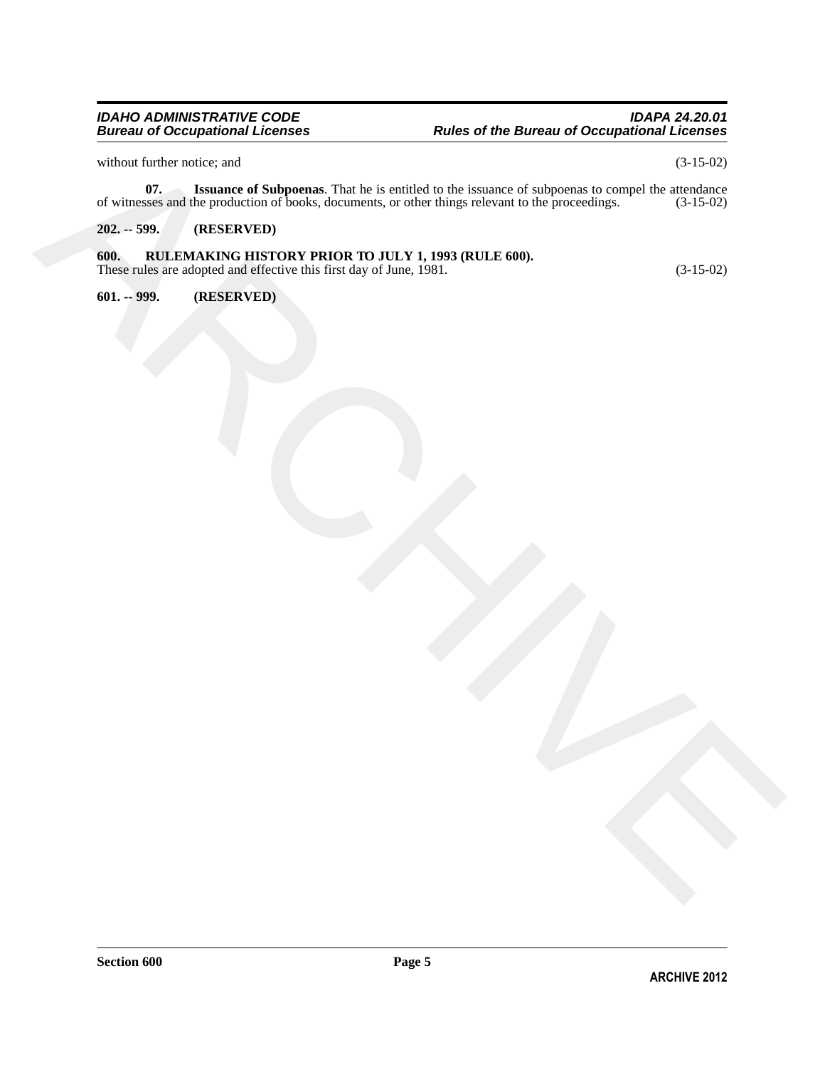without further notice; and (3-15-02)

**07. Issuance of Subpoenas**. That he is entitled to the issuance of subpoenas to compel the attendance of witnesses and the production of books, documents, or other things relevant to the proceedings. (3-15-02)

**202. -- 599. (RESERVED)**

**600. RULEMAKING HISTORY PRIOR TO JULY 1, 1993 (RULE 600).**

These rules are adopted and effective this first day of June, 1981. (3-15-02)

**601. -- 999. (RESERVED)**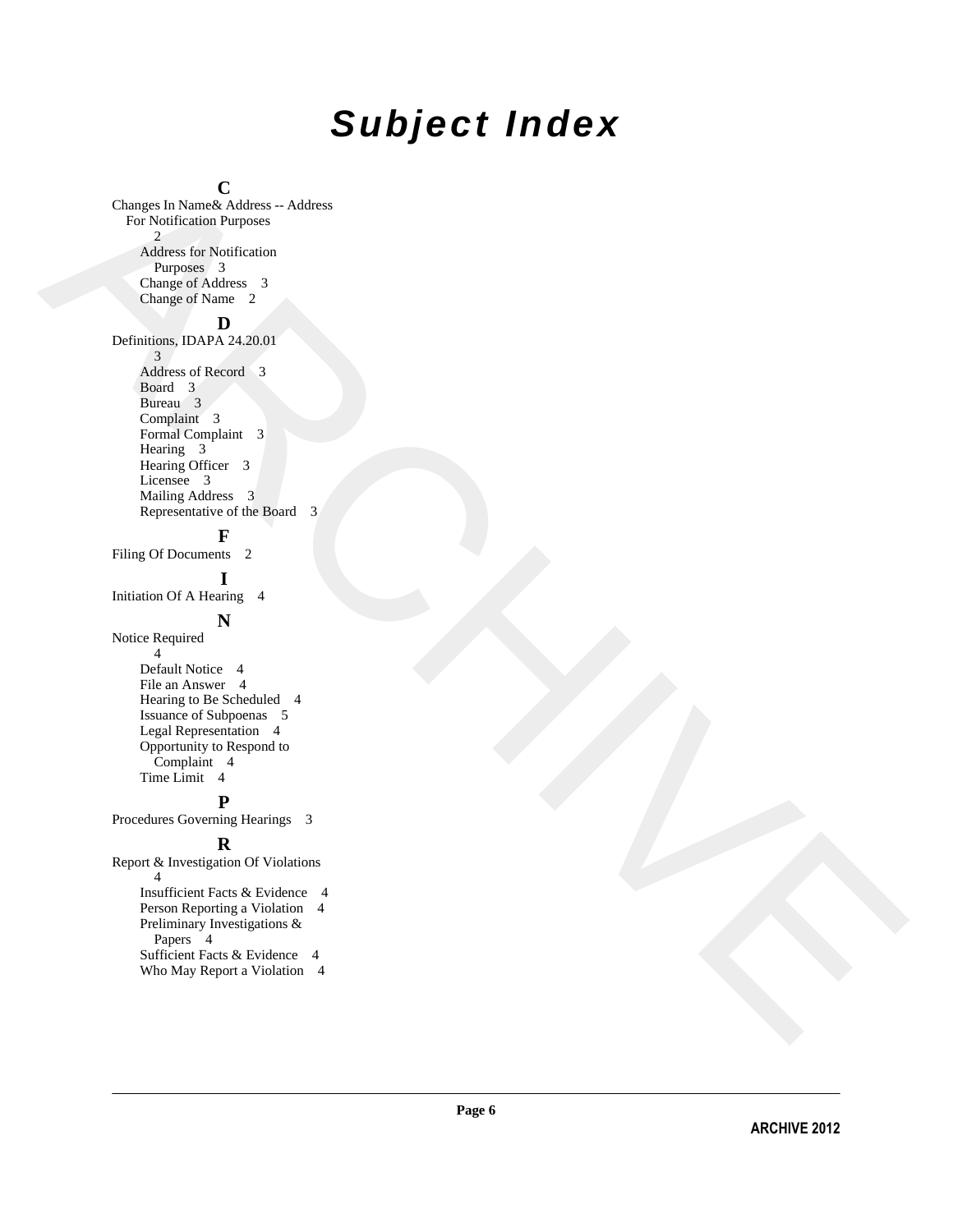# Subject Index

**C**

Changes In Name& Address -- Address For Notification Purposes 2
- Address for Notification Purposes 3
- Change of Address 3
- Change of Name 2

**D**

Definitions, IDAPA 24.20.01 3
- Address of Record 3
- Board 3
- Bureau 3
- Complaint 3
- Formal Complaint 3
- Hearing 3
- Hearing Officer 3
- Licensee 3
- Mailing Address 3
- Representative of the Board 3

**F**

Filing Of Documents 2

**I**

Initiation Of A Hearing 4

**N**

Notice Required 4
- Default Notice 4
- File an Answer 4
- Hearing to Be Scheduled 4
- Issuance of Subpoenas 5
- Legal Representation 4
- Opportunity to Respond to Complaint 4
- Time Limit 4

**P**

Procedures Governing Hearings 3

**R**

Report & Investigation Of Violations 4
- Insufficient Facts & Evidence 4
- Person Reporting a Violation 4
- Preliminary Investigations & Papers 4
- Sufficient Facts & Evidence 4
- Who May Report a Violation 4